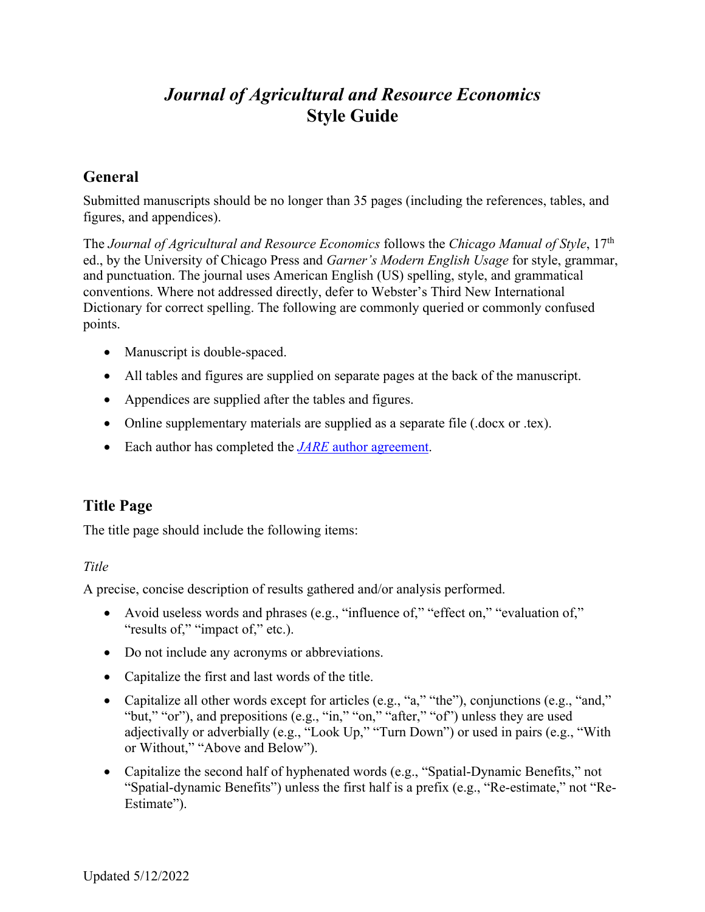# *Journal of Agricultural and Resource Economics* Style Guide

## General

Submitted manuscripts should be no longer than 35 pages (including the references, tables, and figures, and appendices).

The *Journal of Agricultural and Resource Economics* follows the *Chicago Manual of Style*, 17th ed., by the University of Chicago Press and *Garner's Modern English Usage* for style, grammar, and punctuation. The journal uses American English (US) spelling, style, and grammatical conventions. Where not addressed directly, defer to Webster's Third New International Dictionary for correct spelling. The following are commonly queried or commonly confused points.

- Manuscript is double-spaced.
- All tables and figures are supplied on separate pages at the back of the manuscript.
- Appendices are supplied after the tables and figures.
- Online supplementary materials are supplied as a separate file (.docx or .tex).
- Each author has completed the *JARE* author agreement.

## Title Page

The title page should include the following items:

### *Title*

A precise, concise description of results gathered and/or analysis performed.

- Avoid useless words and phrases (e.g., "influence of," "effect on," "evaluation of," "results of," "impact of," etc.).
- Do not include any acronyms or abbreviations.
- Capitalize the first and last words of the title.
- Capitalize all other words except for articles (e.g., "a," "the"), conjunctions (e.g., "and," "but," "or"), and prepositions (e.g., "in," "on," "after," "of") unless they are used adjectivally or adverbially (e.g., "Look Up," "Turn Down") or used in pairs (e.g., "With or Without," "Above and Below").
- Capitalize the second half of hyphenated words (e.g., "Spatial-Dynamic Benefits," not "Spatial-dynamic Benefits") unless the first half is a prefix (e.g., "Re-estimate," not "Re-Estimate").

Updated 5/12/2022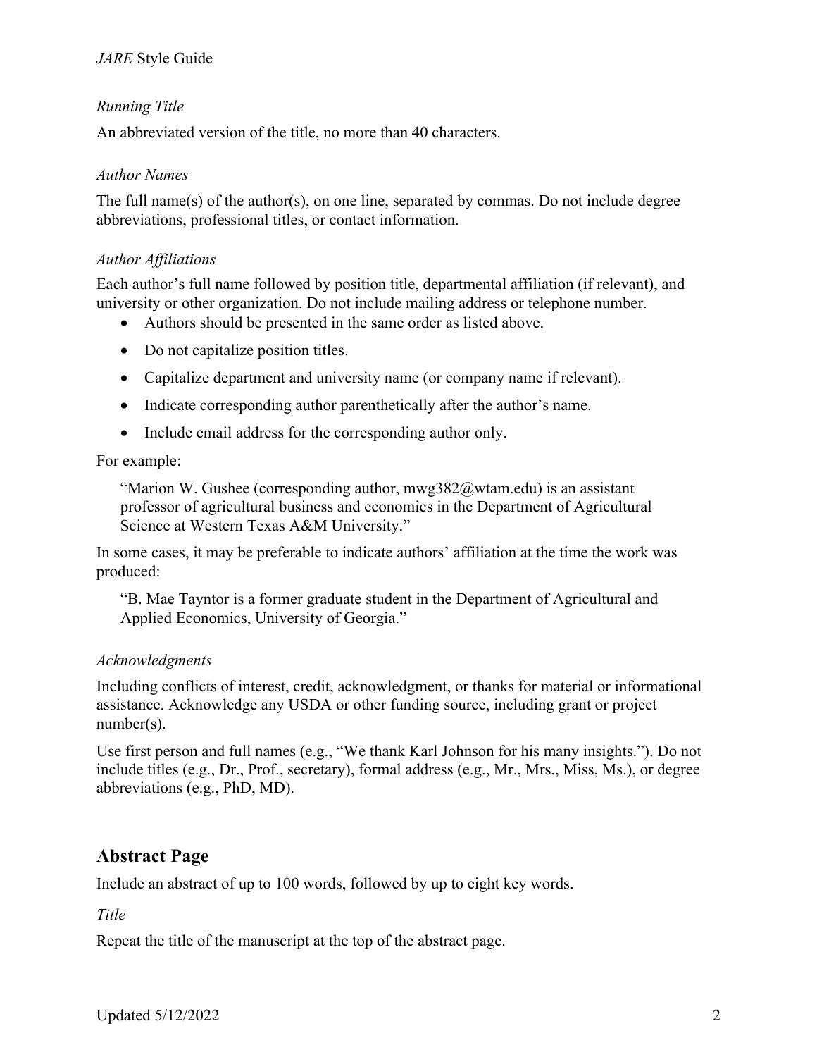### *Running Title*

An abbreviated version of the title, no more than 40 characters.

### *Author Names*

The full name(s) of the author(s), on one line, separated by commas. Do not include degree abbreviations, professional titles, or contact information.

### *Author Affiliations*

Each author's full name followed by position title, departmental affiliation (if relevant), and university or other organization. Do not include mailing address or telephone number.

- Authors should be presented in the same order as listed above.
- Do not capitalize position titles.
- Capitalize department and university name (or company name if relevant).
- Indicate corresponding author parenthetically after the author's name.
- Include email address for the corresponding author only.

For example:

> "Marion W. Gushee (corresponding author, mwg382@wtam.edu) is an assistant professor of agricultural business and economics in the Department of Agricultural Science at Western Texas A&M University."

In some cases, it may be preferable to indicate authors' affiliation at the time the work was produced:

> "B. Mae Tayntor is a former graduate student in the Department of Agricultural and Applied Economics, University of Georgia."

### *Acknowledgments*

Including conflicts of interest, credit, acknowledgment, or thanks for material or informational assistance. Acknowledge any USDA or other funding source, including grant or project number(s).

Use first person and full names (e.g., "We thank Karl Johnson for his many insights."). Do not include titles (e.g., Dr., Prof., secretary), formal address (e.g., Mr., Mrs., Miss, Ms.), or degree abbreviations (e.g., PhD, MD).

## Abstract Page

Include an abstract of up to 100 words, followed by up to eight key words.

### *Title*

Repeat the title of the manuscript at the top of the abstract page.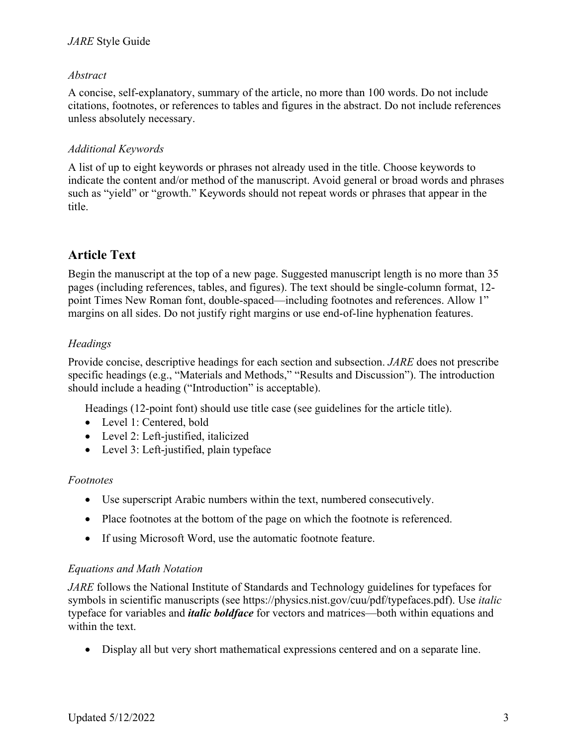### *Abstract*

A concise, self-explanatory, summary of the article, no more than 100 words. Do not include citations, footnotes, or references to tables and figures in the abstract. Do not include references unless absolutely necessary.

### *Additional Keywords*

A list of up to eight keywords or phrases not already used in the title. Choose keywords to indicate the content and/or method of the manuscript. Avoid general or broad words and phrases such as "yield" or "growth." Keywords should not repeat words or phrases that appear in the title.

## Article Text

Begin the manuscript at the top of a new page. Suggested manuscript length is no more than 35 pages (including references, tables, and figures). The text should be single-column format, 12-point Times New Roman font, double-spaced—including footnotes and references. Allow 1" margins on all sides. Do not justify right margins or use end-of-line hyphenation features.

### *Headings*

Provide concise, descriptive headings for each section and subsection. *JARE* does not prescribe specific headings (e.g., "Materials and Methods," "Results and Discussion"). The introduction should include a heading ("Introduction" is acceptable).

Headings (12-point font) should use title case (see guidelines for the article title).

- Level 1: Centered, bold
- Level 2: Left-justified, italicized
- Level 3: Left-justified, plain typeface

### *Footnotes*

- Use superscript Arabic numbers within the text, numbered consecutively.
- Place footnotes at the bottom of the page on which the footnote is referenced.
- If using Microsoft Word, use the automatic footnote feature.

### *Equations and Math Notation*

*JARE* follows the National Institute of Standards and Technology guidelines for typefaces for symbols in scientific manuscripts (see https://physics.nist.gov/cuu/pdf/typefaces.pdf). Use *italic* typeface for variables and ***italic boldface*** for vectors and matrices—both within equations and within the text.

- Display all but very short mathematical expressions centered and on a separate line.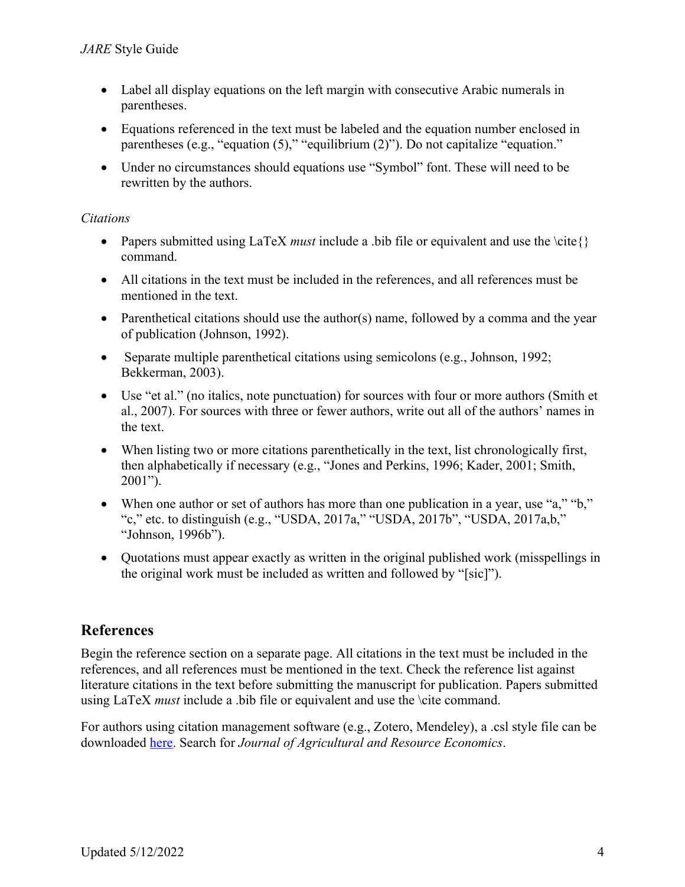- Label all display equations on the left margin with consecutive Arabic numerals in parentheses.
- Equations referenced in the text must be labeled and the equation number enclosed in parentheses (e.g., "equation (5)," "equilibrium (2)"). Do not capitalize "equation."
- Under no circumstances should equations use "Symbol" font. These will need to be rewritten by the authors.

*Citations*

- Papers submitted using LaTeX *must* include a .bib file or equivalent and use the \cite{} command.
- All citations in the text must be included in the references, and all references must be mentioned in the text.
- Parenthetical citations should use the author(s) name, followed by a comma and the year of publication (Johnson, 1992).
- Separate multiple parenthetical citations using semicolons (e.g., Johnson, 1992; Bekkerman, 2003).
- Use "et al." (no italics, note punctuation) for sources with four or more authors (Smith et al., 2007). For sources with three or fewer authors, write out all of the authors' names in the text.
- When listing two or more citations parenthetically in the text, list chronologically first, then alphabetically if necessary (e.g., "Jones and Perkins, 1996; Kader, 2001; Smith, 2001").
- When one author or set of authors has more than one publication in a year, use "a," "b," "c," etc. to distinguish (e.g., "USDA, 2017a," "USDA, 2017b", "USDA, 2017a,b," "Johnson, 1996b").
- Quotations must appear exactly as written in the original published work (misspellings in the original work must be included as written and followed by "[sic]").

## References

Begin the reference section on a separate page. All citations in the text must be included in the references, and all references must be mentioned in the text. Check the reference list against literature citations in the text before submitting the manuscript for publication. Papers submitted using LaTeX *must* include a .bib file or equivalent and use the \cite command.

For authors using citation management software (e.g., Zotero, Mendeley), a .csl style file can be downloaded here. Search for *Journal of Agricultural and Resource Economics*.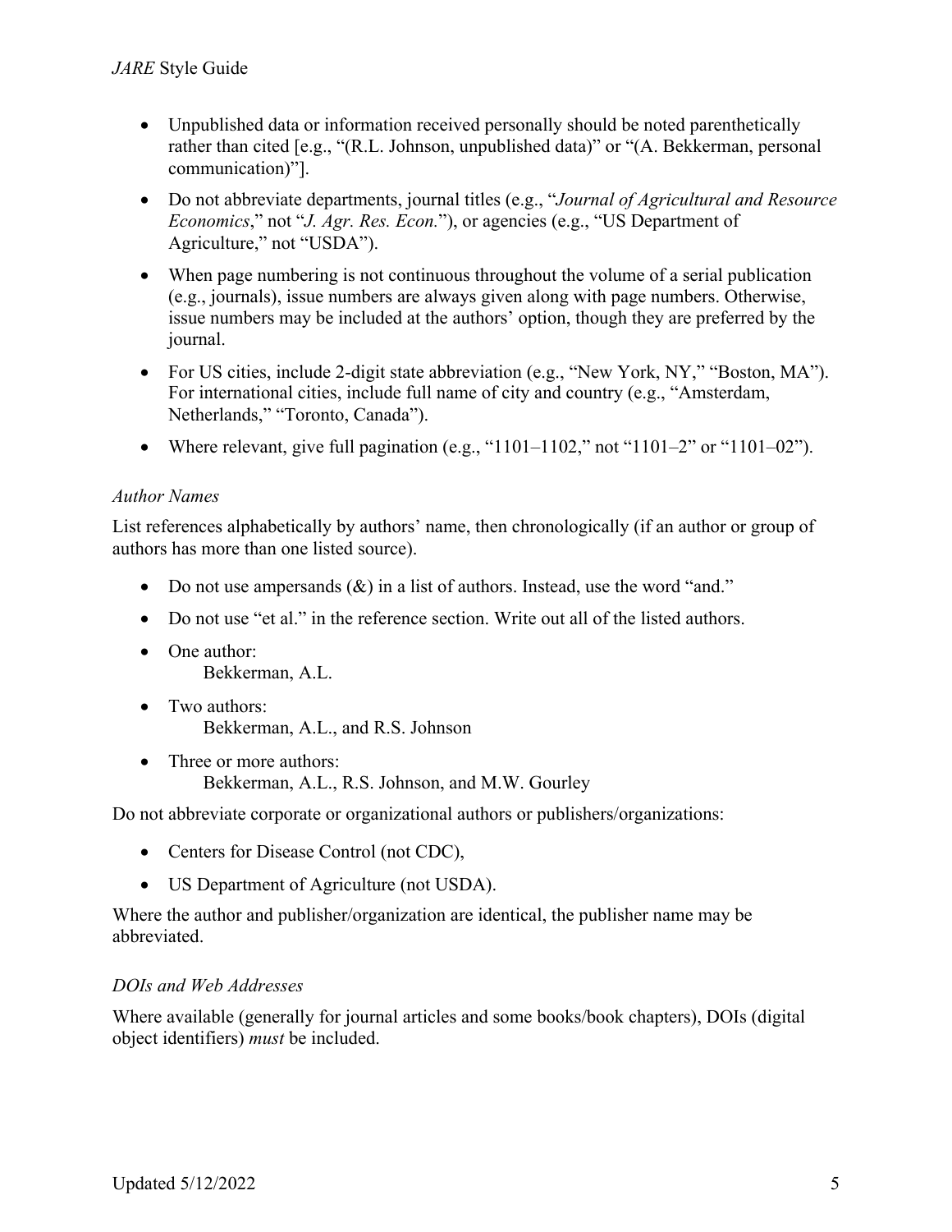- Unpublished data or information received personally should be noted parenthetically rather than cited [e.g., "(R.L. Johnson, unpublished data)" or "(A. Bekkerman, personal communication)"].
- Do not abbreviate departments, journal titles (e.g., "*Journal of Agricultural and Resource Economics*," not "*J. Agr. Res. Econ.*"), or agencies (e.g., "US Department of Agriculture," not "USDA").
- When page numbering is not continuous throughout the volume of a serial publication (e.g., journals), issue numbers are always given along with page numbers. Otherwise, issue numbers may be included at the authors' option, though they are preferred by the journal.
- For US cities, include 2-digit state abbreviation (e.g., "New York, NY," "Boston, MA"). For international cities, include full name of city and country (e.g., "Amsterdam, Netherlands," "Toronto, Canada").
- Where relevant, give full pagination (e.g., "1101–1102," not "1101–2" or "1101–02").

*Author Names*

List references alphabetically by authors' name, then chronologically (if an author or group of authors has more than one listed source).

- Do not use ampersands (&) in a list of authors. Instead, use the word "and."
- Do not use "et al." in the reference section. Write out all of the listed authors.
- One author:
  Bekkerman, A.L.
- Two authors:
  Bekkerman, A.L., and R.S. Johnson
- Three or more authors:
  Bekkerman, A.L., R.S. Johnson, and M.W. Gourley

Do not abbreviate corporate or organizational authors or publishers/organizations:

- Centers for Disease Control (not CDC),
- US Department of Agriculture (not USDA).

Where the author and publisher/organization are identical, the publisher name may be abbreviated.

*DOIs and Web Addresses*

Where available (generally for journal articles and some books/book chapters), DOIs (digital object identifiers) *must* be included.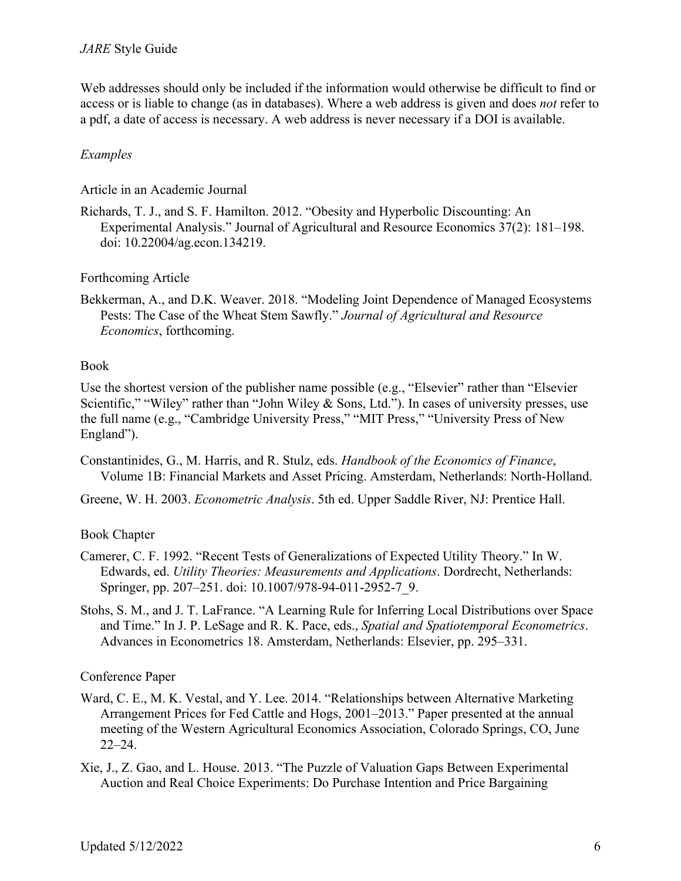Web addresses should only be included if the information would otherwise be difficult to find or access or is liable to change (as in databases). Where a web address is given and does *not* refer to a pdf, a date of access is necessary. A web address is never necessary if a DOI is available.

*Examples*

Article in an Academic Journal

Richards, T. J., and S. F. Hamilton. 2012. "Obesity and Hyperbolic Discounting: An Experimental Analysis." Journal of Agricultural and Resource Economics 37(2): 181–198. doi: 10.22004/ag.econ.134219.

Forthcoming Article

Bekkerman, A., and D.K. Weaver. 2018. "Modeling Joint Dependence of Managed Ecosystems Pests: The Case of the Wheat Stem Sawfly." *Journal of Agricultural and Resource Economics*, forthcoming.

Book

Use the shortest version of the publisher name possible (e.g., "Elsevier" rather than "Elsevier Scientific," "Wiley" rather than "John Wiley & Sons, Ltd."). In cases of university presses, use the full name (e.g., "Cambridge University Press," "MIT Press," "University Press of New England").

Constantinides, G., M. Harris, and R. Stulz, eds. *Handbook of the Economics of Finance*, Volume 1B: Financial Markets and Asset Pricing. Amsterdam, Netherlands: North-Holland.

Greene, W. H. 2003. *Econometric Analysis*. 5th ed. Upper Saddle River, NJ: Prentice Hall.

Book Chapter

Camerer, C. F. 1992. "Recent Tests of Generalizations of Expected Utility Theory." In W. Edwards, ed. *Utility Theories: Measurements and Applications*. Dordrecht, Netherlands: Springer, pp. 207–251. doi: 10.1007/978-94-011-2952-7_9.

Stohs, S. M., and J. T. LaFrance. "A Learning Rule for Inferring Local Distributions over Space and Time." In J. P. LeSage and R. K. Pace, eds., *Spatial and Spatiotemporal Econometrics*. Advances in Econometrics 18. Amsterdam, Netherlands: Elsevier, pp. 295–331.

Conference Paper

Ward, C. E., M. K. Vestal, and Y. Lee. 2014. "Relationships between Alternative Marketing Arrangement Prices for Fed Cattle and Hogs, 2001–2013." Paper presented at the annual meeting of the Western Agricultural Economics Association, Colorado Springs, CO, June 22–24.

Xie, J., Z. Gao, and L. House. 2013. "The Puzzle of Valuation Gaps Between Experimental Auction and Real Choice Experiments: Do Purchase Intention and Price Bargaining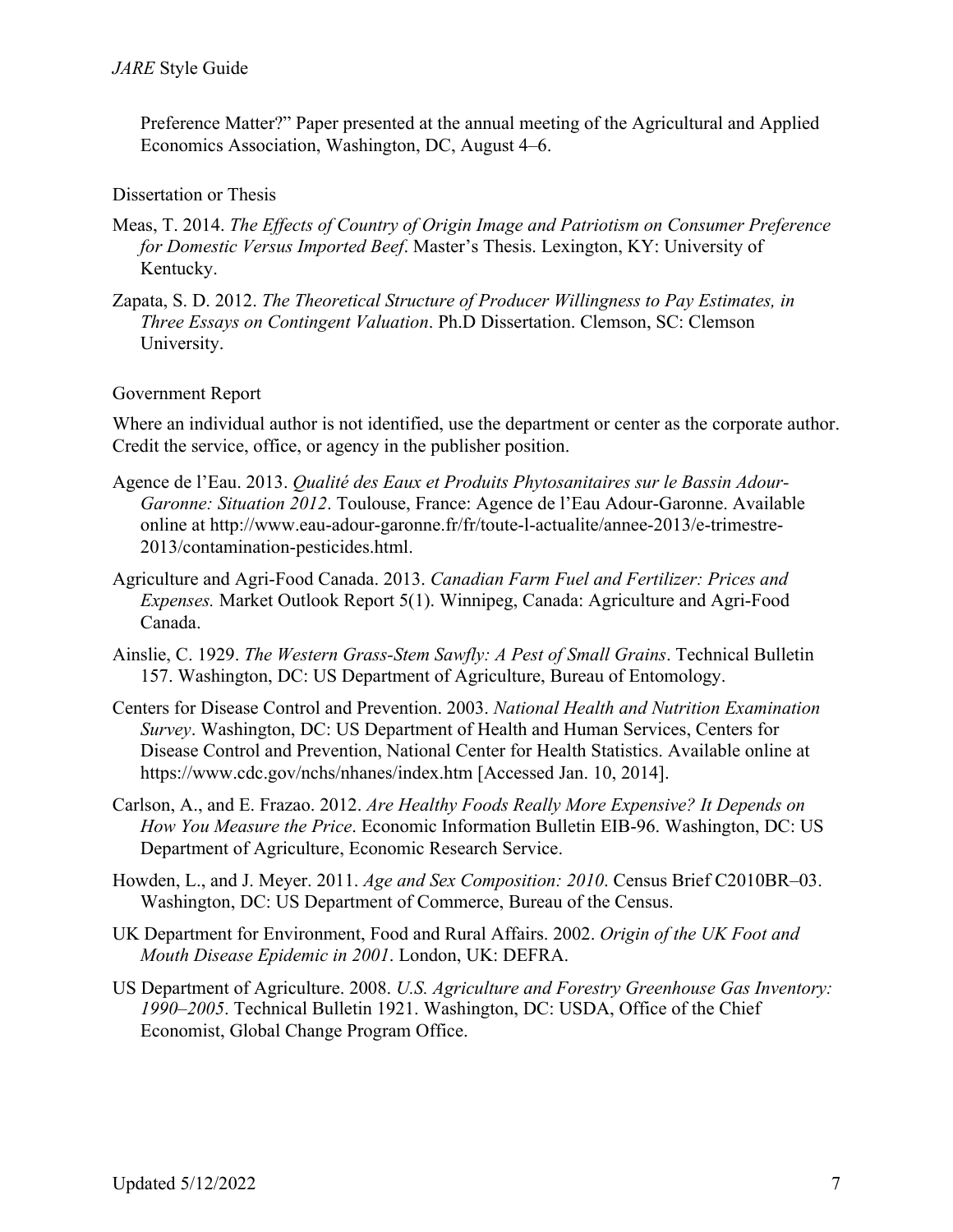Preference Matter?" Paper presented at the annual meeting of the Agricultural and Applied Economics Association, Washington, DC, August 4–6.

Dissertation or Thesis

Meas, T. 2014. *The Effects of Country of Origin Image and Patriotism on Consumer Preference for Domestic Versus Imported Beef*. Master's Thesis. Lexington, KY: University of Kentucky.

Zapata, S. D. 2012. *The Theoretical Structure of Producer Willingness to Pay Estimates, in Three Essays on Contingent Valuation*. Ph.D Dissertation. Clemson, SC: Clemson University.

Government Report

Where an individual author is not identified, use the department or center as the corporate author. Credit the service, office, or agency in the publisher position.

Agence de l'Eau. 2013. *Qualité des Eaux et Produits Phytosanitaires sur le Bassin Adour-Garonne: Situation 2012*. Toulouse, France: Agence de l'Eau Adour-Garonne. Available online at http://www.eau-adour-garonne.fr/fr/toute-l-actualite/annee-2013/e-trimestre-2013/contamination-pesticides.html.

Agriculture and Agri-Food Canada. 2013. *Canadian Farm Fuel and Fertilizer: Prices and Expenses.* Market Outlook Report 5(1). Winnipeg, Canada: Agriculture and Agri-Food Canada.

Ainslie, C. 1929. *The Western Grass-Stem Sawfly: A Pest of Small Grains*. Technical Bulletin 157. Washington, DC: US Department of Agriculture, Bureau of Entomology.

Centers for Disease Control and Prevention. 2003. *National Health and Nutrition Examination Survey*. Washington, DC: US Department of Health and Human Services, Centers for Disease Control and Prevention, National Center for Health Statistics. Available online at https://www.cdc.gov/nchs/nhanes/index.htm [Accessed Jan. 10, 2014].

Carlson, A., and E. Frazao. 2012. *Are Healthy Foods Really More Expensive? It Depends on How You Measure the Price*. Economic Information Bulletin EIB-96. Washington, DC: US Department of Agriculture, Economic Research Service.

Howden, L., and J. Meyer. 2011. *Age and Sex Composition: 2010*. Census Brief C2010BR–03. Washington, DC: US Department of Commerce, Bureau of the Census.

UK Department for Environment, Food and Rural Affairs. 2002. *Origin of the UK Foot and Mouth Disease Epidemic in 2001*. London, UK: DEFRA.

US Department of Agriculture. 2008. *U.S. Agriculture and Forestry Greenhouse Gas Inventory: 1990–2005*. Technical Bulletin 1921. Washington, DC: USDA, Office of the Chief Economist, Global Change Program Office.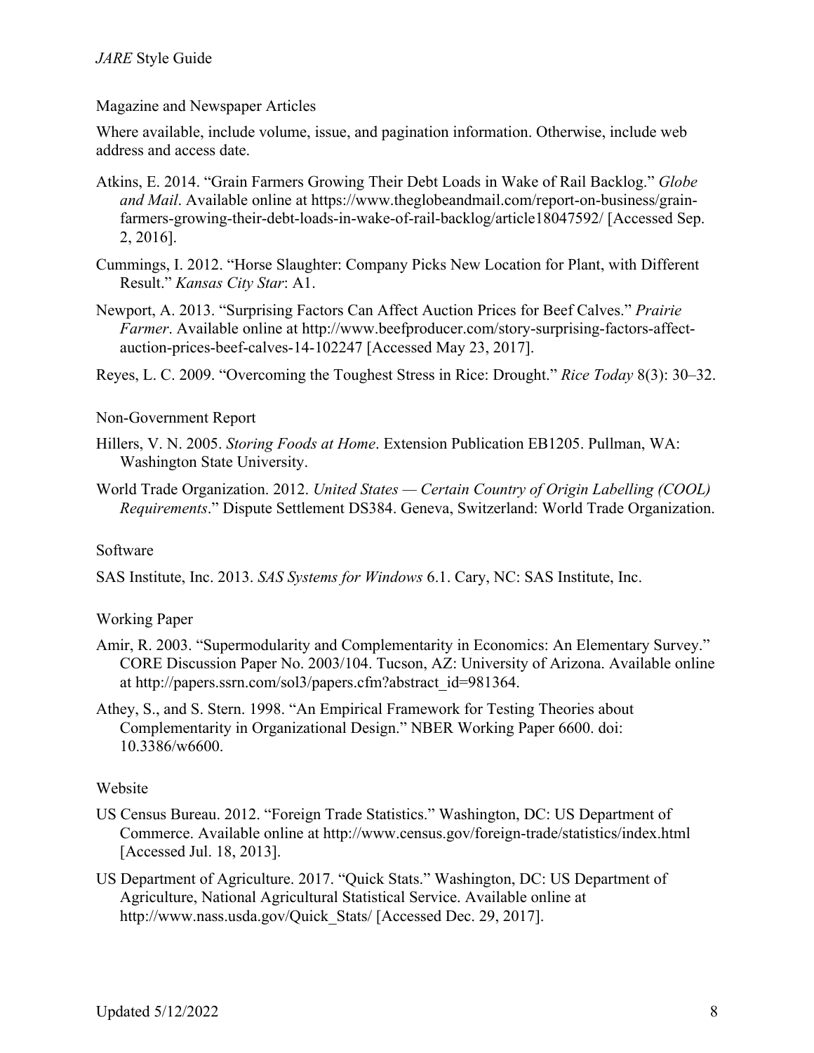Magazine and Newspaper Articles

Where available, include volume, issue, and pagination information. Otherwise, include web address and access date.

Atkins, E. 2014. "Grain Farmers Growing Their Debt Loads in Wake of Rail Backlog." *Globe and Mail*. Available online at https://www.theglobeandmail.com/report-on-business/grain-farmers-growing-their-debt-loads-in-wake-of-rail-backlog/article18047592/ [Accessed Sep. 2, 2016].

Cummings, I. 2012. "Horse Slaughter: Company Picks New Location for Plant, with Different Result." *Kansas City Star*: A1.

Newport, A. 2013. "Surprising Factors Can Affect Auction Prices for Beef Calves." *Prairie Farmer*. Available online at http://www.beefproducer.com/story-surprising-factors-affect-auction-prices-beef-calves-14-102247 [Accessed May 23, 2017].

Reyes, L. C. 2009. "Overcoming the Toughest Stress in Rice: Drought." *Rice Today* 8(3): 30–32.

Non-Government Report

Hillers, V. N. 2005. *Storing Foods at Home*. Extension Publication EB1205. Pullman, WA: Washington State University.

World Trade Organization. 2012. *United States — Certain Country of Origin Labelling (COOL) Requirements*." Dispute Settlement DS384. Geneva, Switzerland: World Trade Organization.

Software

SAS Institute, Inc. 2013. *SAS Systems for Windows* 6.1. Cary, NC: SAS Institute, Inc.

Working Paper

Amir, R. 2003. "Supermodularity and Complementarity in Economics: An Elementary Survey." CORE Discussion Paper No. 2003/104. Tucson, AZ: University of Arizona. Available online at http://papers.ssrn.com/sol3/papers.cfm?abstract_id=981364.

Athey, S., and S. Stern. 1998. "An Empirical Framework for Testing Theories about Complementarity in Organizational Design." NBER Working Paper 6600. doi: 10.3386/w6600.

Website

US Census Bureau. 2012. "Foreign Trade Statistics." Washington, DC: US Department of Commerce. Available online at http://www.census.gov/foreign-trade/statistics/index.html [Accessed Jul. 18, 2013].

US Department of Agriculture. 2017. "Quick Stats." Washington, DC: US Department of Agriculture, National Agricultural Statistical Service. Available online at http://www.nass.usda.gov/Quick_Stats/ [Accessed Dec. 29, 2017].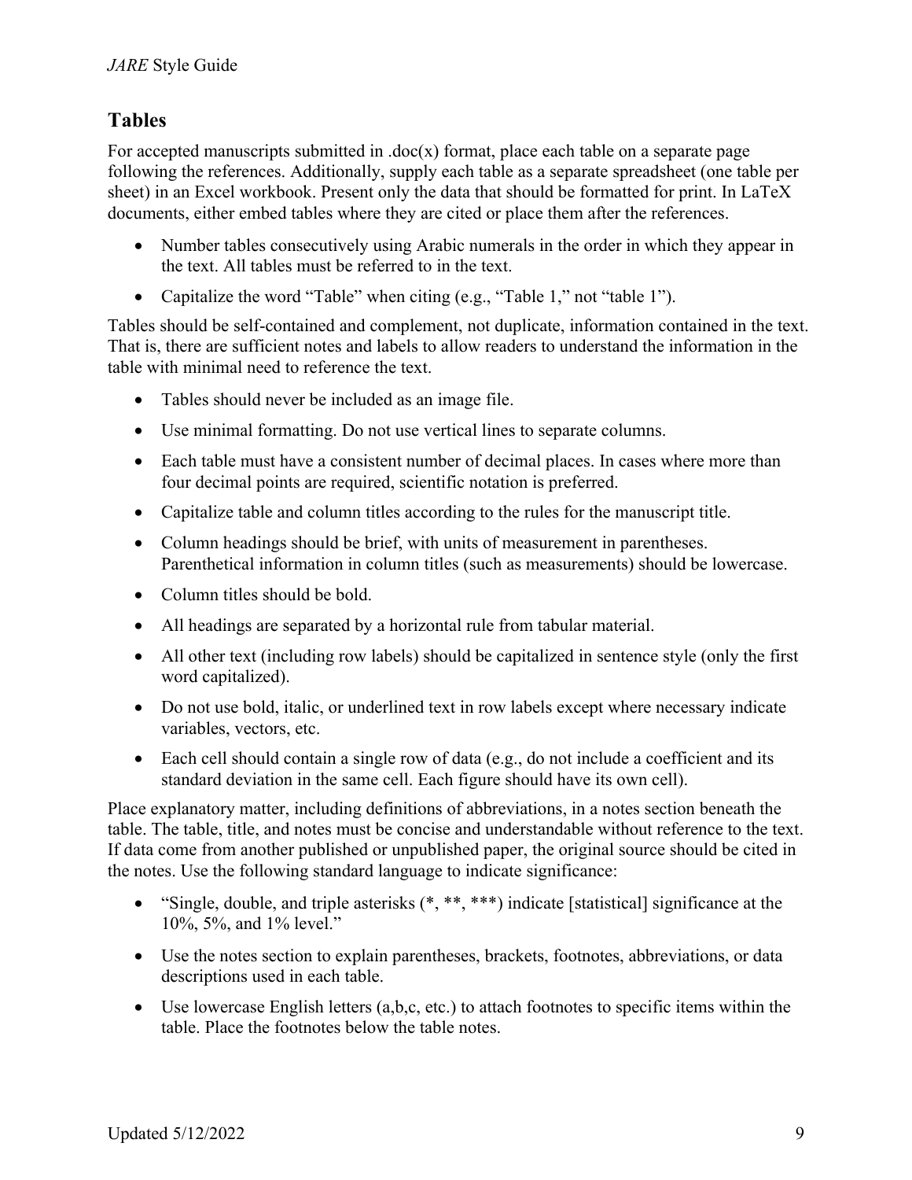## Tables

For accepted manuscripts submitted in .doc(x) format, place each table on a separate page following the references. Additionally, supply each table as a separate spreadsheet (one table per sheet) in an Excel workbook. Present only the data that should be formatted for print. In LaTeX documents, either embed tables where they are cited or place them after the references.

- Number tables consecutively using Arabic numerals in the order in which they appear in the text. All tables must be referred to in the text.
- Capitalize the word "Table" when citing (e.g., "Table 1," not "table 1").

Tables should be self-contained and complement, not duplicate, information contained in the text. That is, there are sufficient notes and labels to allow readers to understand the information in the table with minimal need to reference the text.

- Tables should never be included as an image file.
- Use minimal formatting. Do not use vertical lines to separate columns.
- Each table must have a consistent number of decimal places. In cases where more than four decimal points are required, scientific notation is preferred.
- Capitalize table and column titles according to the rules for the manuscript title.
- Column headings should be brief, with units of measurement in parentheses. Parenthetical information in column titles (such as measurements) should be lowercase.
- Column titles should be bold.
- All headings are separated by a horizontal rule from tabular material.
- All other text (including row labels) should be capitalized in sentence style (only the first word capitalized).
- Do not use bold, italic, or underlined text in row labels except where necessary indicate variables, vectors, etc.
- Each cell should contain a single row of data (e.g., do not include a coefficient and its standard deviation in the same cell. Each figure should have its own cell).

Place explanatory matter, including definitions of abbreviations, in a notes section beneath the table. The table, title, and notes must be concise and understandable without reference to the text. If data come from another published or unpublished paper, the original source should be cited in the notes. Use the following standard language to indicate significance:

- "Single, double, and triple asterisks (*, **, ***) indicate [statistical] significance at the 10%, 5%, and 1% level."
- Use the notes section to explain parentheses, brackets, footnotes, abbreviations, or data descriptions used in each table.
- Use lowercase English letters (a,b,c, etc.) to attach footnotes to specific items within the table. Place the footnotes below the table notes.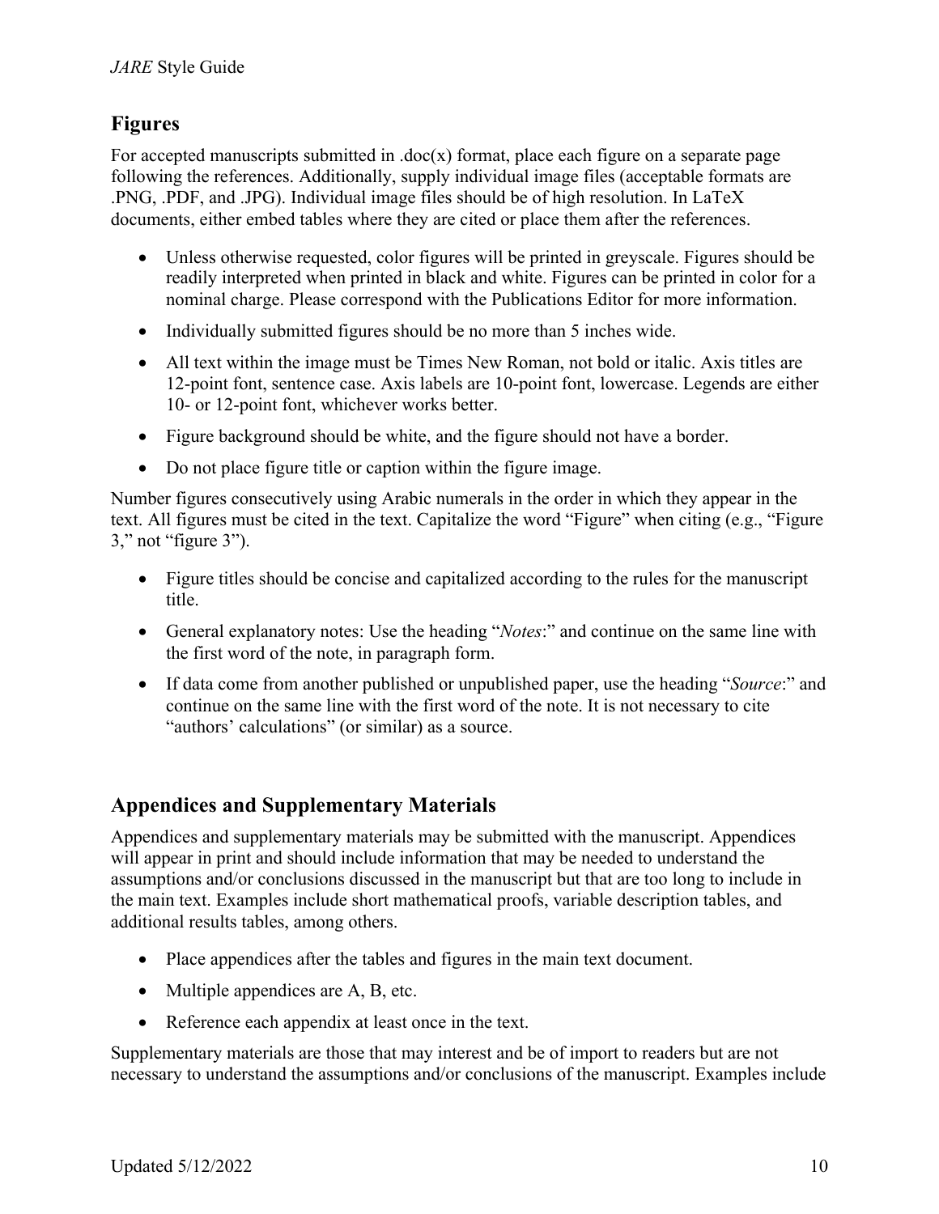## Figures

For accepted manuscripts submitted in .doc(x) format, place each figure on a separate page following the references. Additionally, supply individual image files (acceptable formats are .PNG, .PDF, and .JPG). Individual image files should be of high resolution. In LaTeX documents, either embed tables where they are cited or place them after the references.

- Unless otherwise requested, color figures will be printed in greyscale. Figures should be readily interpreted when printed in black and white. Figures can be printed in color for a nominal charge. Please correspond with the Publications Editor for more information.
- Individually submitted figures should be no more than 5 inches wide.
- All text within the image must be Times New Roman, not bold or italic. Axis titles are 12-point font, sentence case. Axis labels are 10-point font, lowercase. Legends are either 10- or 12-point font, whichever works better.
- Figure background should be white, and the figure should not have a border.
- Do not place figure title or caption within the figure image.

Number figures consecutively using Arabic numerals in the order in which they appear in the text. All figures must be cited in the text. Capitalize the word "Figure" when citing (e.g., "Figure 3," not "figure 3").

- Figure titles should be concise and capitalized according to the rules for the manuscript title.
- General explanatory notes: Use the heading "*Notes*:" and continue on the same line with the first word of the note, in paragraph form.
- If data come from another published or unpublished paper, use the heading "*Source*:" and continue on the same line with the first word of the note. It is not necessary to cite "authors' calculations" (or similar) as a source.

## Appendices and Supplementary Materials

Appendices and supplementary materials may be submitted with the manuscript. Appendices will appear in print and should include information that may be needed to understand the assumptions and/or conclusions discussed in the manuscript but that are too long to include in the main text. Examples include short mathematical proofs, variable description tables, and additional results tables, among others.

- Place appendices after the tables and figures in the main text document.
- Multiple appendices are A, B, etc.
- Reference each appendix at least once in the text.

Supplementary materials are those that may interest and be of import to readers but are not necessary to understand the assumptions and/or conclusions of the manuscript. Examples include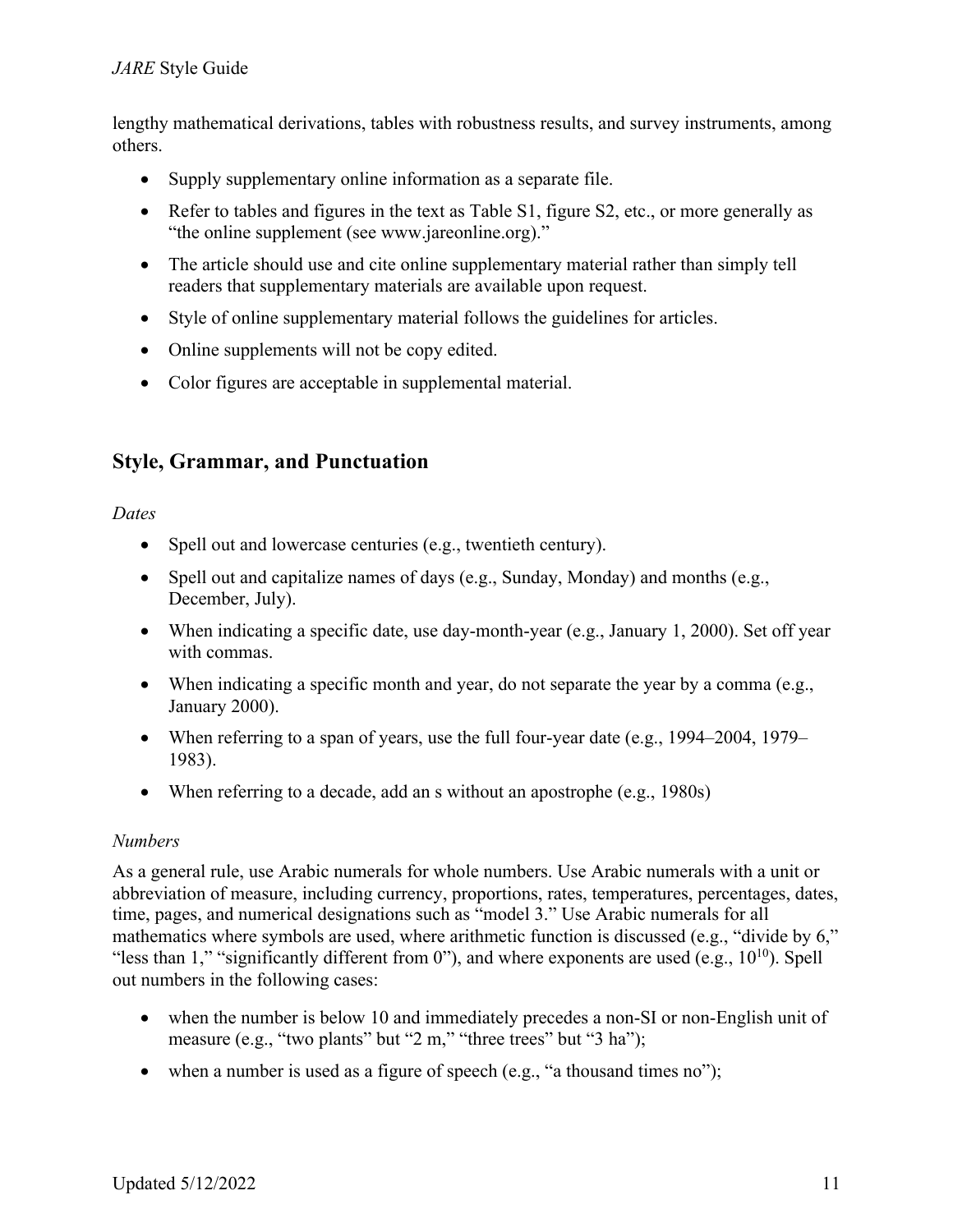lengthy mathematical derivations, tables with robustness results, and survey instruments, among others.

- Supply supplementary online information as a separate file.
- Refer to tables and figures in the text as Table S1, figure S2, etc., or more generally as “the online supplement (see www.jareonline.org).”
- The article should use and cite online supplementary material rather than simply tell readers that supplementary materials are available upon request.
- Style of online supplementary material follows the guidelines for articles.
- Online supplements will not be copy edited.
- Color figures are acceptable in supplemental material.

## Style, Grammar, and Punctuation

*Dates*

- Spell out and lowercase centuries (e.g., twentieth century).
- Spell out and capitalize names of days (e.g., Sunday, Monday) and months (e.g., December, July).
- When indicating a specific date, use day-month-year (e.g., January 1, 2000). Set off year with commas.
- When indicating a specific month and year, do not separate the year by a comma (e.g., January 2000).
- When referring to a span of years, use the full four-year date (e.g., 1994–2004, 1979–1983).
- When referring to a decade, add an s without an apostrophe (e.g., 1980s)

*Numbers*

As a general rule, use Arabic numerals for whole numbers. Use Arabic numerals with a unit or abbreviation of measure, including currency, proportions, rates, temperatures, percentages, dates, time, pages, and numerical designations such as “model 3.” Use Arabic numerals for all mathematics where symbols are used, where arithmetic function is discussed (e.g., “divide by 6,” “less than 1,” “significantly different from 0”), and where exponents are used (e.g., $10^{10}$). Spell out numbers in the following cases:

- when the number is below 10 and immediately precedes a non-SI or non-English unit of measure (e.g., “two plants” but “2 m,” “three trees” but “3 ha”);
- when a number is used as a figure of speech (e.g., “a thousand times no”);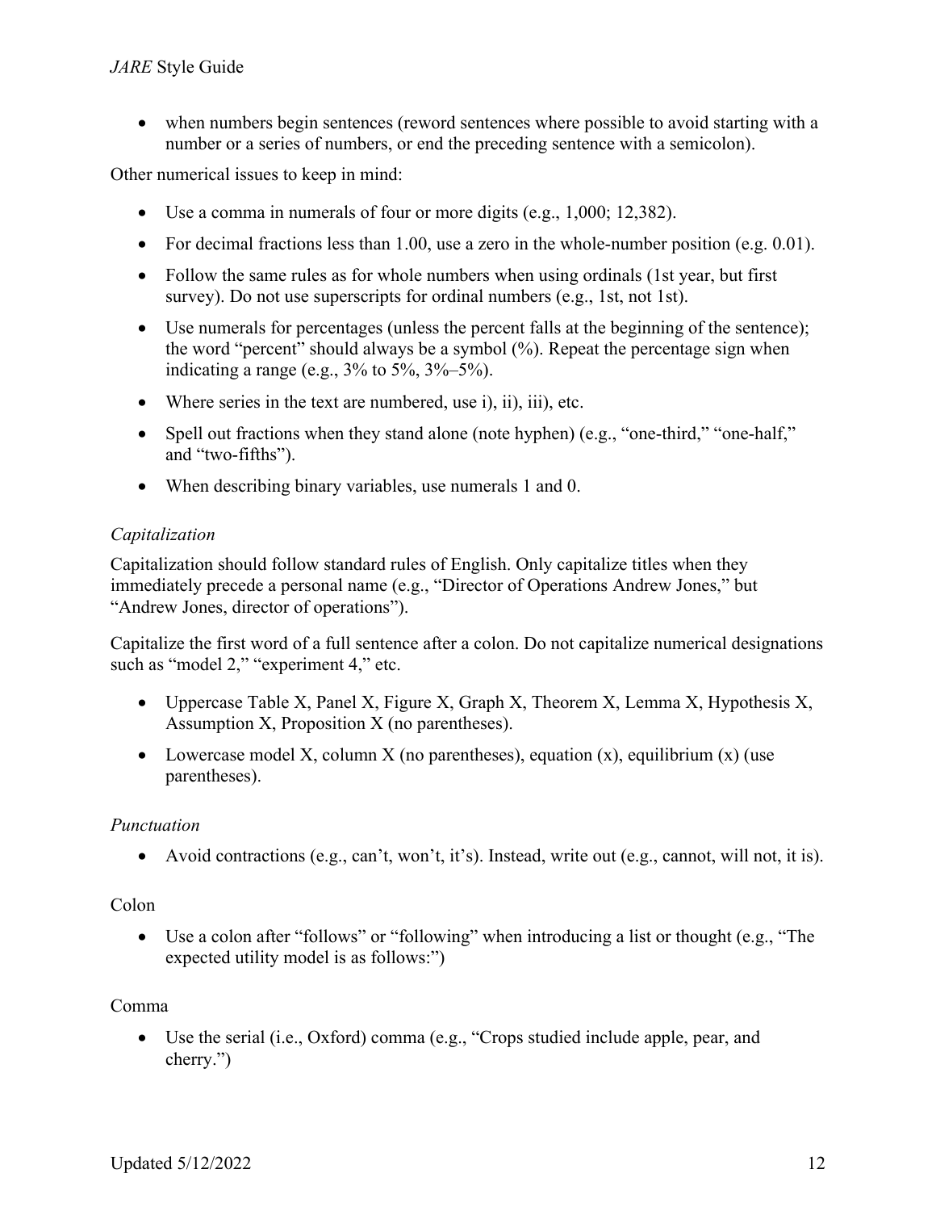- when numbers begin sentences (reword sentences where possible to avoid starting with a number or a series of numbers, or end the preceding sentence with a semicolon).

Other numerical issues to keep in mind:

- Use a comma in numerals of four or more digits (e.g., 1,000; 12,382).
- For decimal fractions less than 1.00, use a zero in the whole-number position (e.g. 0.01).
- Follow the same rules as for whole numbers when using ordinals (1st year, but first survey). Do not use superscripts for ordinal numbers (e.g., 1st, not 1st).
- Use numerals for percentages (unless the percent falls at the beginning of the sentence); the word "percent" should always be a symbol (%). Repeat the percentage sign when indicating a range (e.g., 3% to 5%, 3%–5%).
- Where series in the text are numbered, use i), ii), iii), etc.
- Spell out fractions when they stand alone (note hyphen) (e.g., "one-third," "one-half," and "two-fifths").
- When describing binary variables, use numerals 1 and 0.

*Capitalization*

Capitalization should follow standard rules of English. Only capitalize titles when they immediately precede a personal name (e.g., "Director of Operations Andrew Jones," but "Andrew Jones, director of operations").

Capitalize the first word of a full sentence after a colon. Do not capitalize numerical designations such as "model 2," "experiment 4," etc.

- Uppercase Table X, Panel X, Figure X, Graph X, Theorem X, Lemma X, Hypothesis X, Assumption X, Proposition X (no parentheses).
- Lowercase model X, column X (no parentheses), equation (x), equilibrium (x) (use parentheses).

*Punctuation*

- Avoid contractions (e.g., can't, won't, it's). Instead, write out (e.g., cannot, will not, it is).

Colon

- Use a colon after "follows" or "following" when introducing a list or thought (e.g., "The expected utility model is as follows:")

Comma

- Use the serial (i.e., Oxford) comma (e.g., "Crops studied include apple, pear, and cherry.")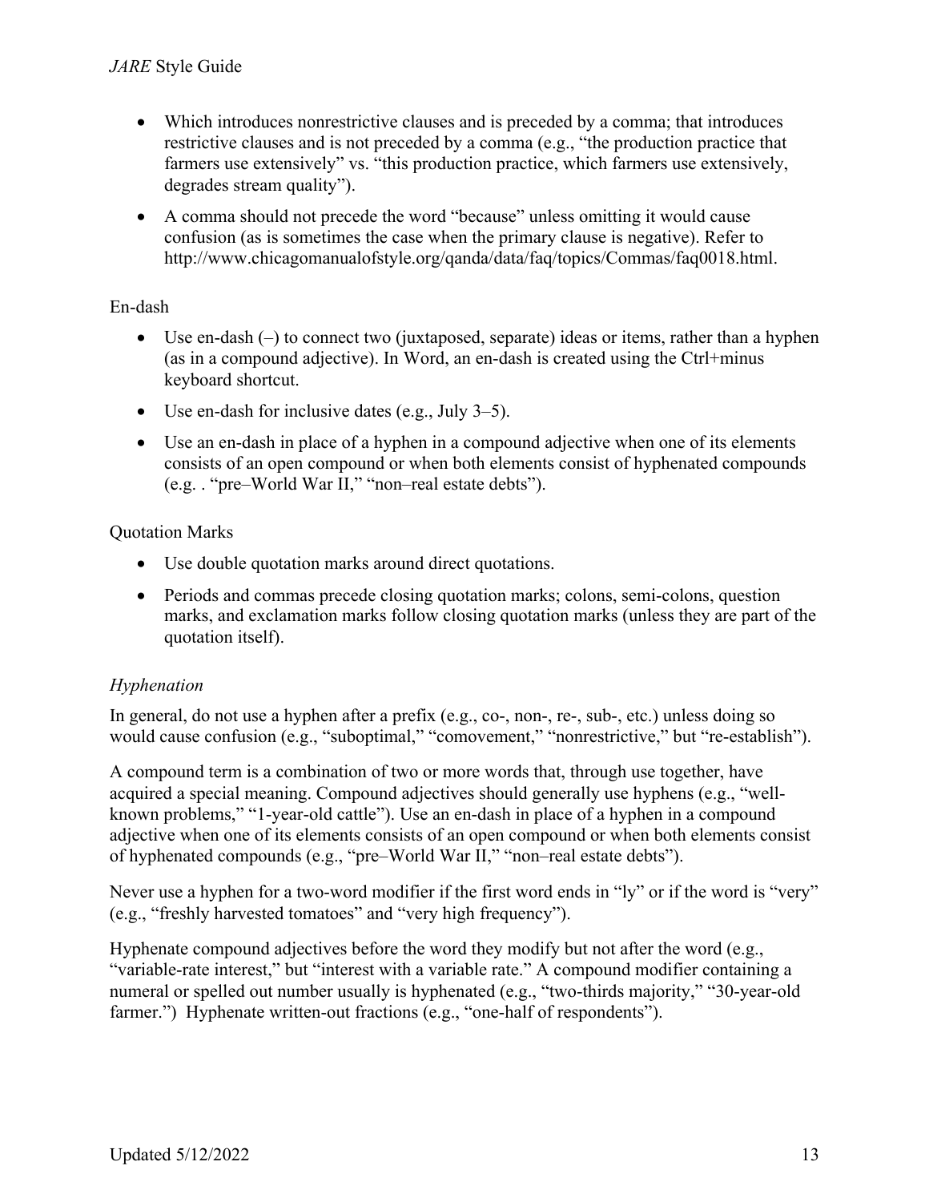- Which introduces nonrestrictive clauses and is preceded by a comma; that introduces restrictive clauses and is not preceded by a comma (e.g., "the production practice that farmers use extensively" vs. "this production practice, which farmers use extensively, degrades stream quality").

- A comma should not precede the word "because" unless omitting it would cause confusion (as is sometimes the case when the primary clause is negative). Refer to http://www.chicagomanualofstyle.org/qanda/data/faq/topics/Commas/faq0018.html.

En-dash

- Use en-dash (–) to connect two (juxtaposed, separate) ideas or items, rather than a hyphen (as in a compound adjective). In Word, an en-dash is created using the Ctrl+minus keyboard shortcut.

- Use en-dash for inclusive dates (e.g., July 3–5).

- Use an en-dash in place of a hyphen in a compound adjective when one of its elements consists of an open compound or when both elements consist of hyphenated compounds (e.g. . "pre–World War II," "non–real estate debts").

Quotation Marks

- Use double quotation marks around direct quotations.

- Periods and commas precede closing quotation marks; colons, semi-colons, question marks, and exclamation marks follow closing quotation marks (unless they are part of the quotation itself).

### *Hyphenation*

In general, do not use a hyphen after a prefix (e.g., co-, non-, re-, sub-, etc.) unless doing so would cause confusion (e.g., "suboptimal," "comovement," "nonrestrictive," but "re-establish").

A compound term is a combination of two or more words that, through use together, have acquired a special meaning. Compound adjectives should generally use hyphens (e.g., "well-known problems," "1-year-old cattle"). Use an en-dash in place of a hyphen in a compound adjective when one of its elements consists of an open compound or when both elements consist of hyphenated compounds (e.g., "pre–World War II," "non–real estate debts").

Never use a hyphen for a two-word modifier if the first word ends in "ly" or if the word is "very" (e.g., "freshly harvested tomatoes" and "very high frequency").

Hyphenate compound adjectives before the word they modify but not after the word (e.g., "variable-rate interest," but "interest with a variable rate." A compound modifier containing a numeral or spelled out number usually is hyphenated (e.g., "two-thirds majority," "30-year-old farmer.") Hyphenate written-out fractions (e.g., "one-half of respondents").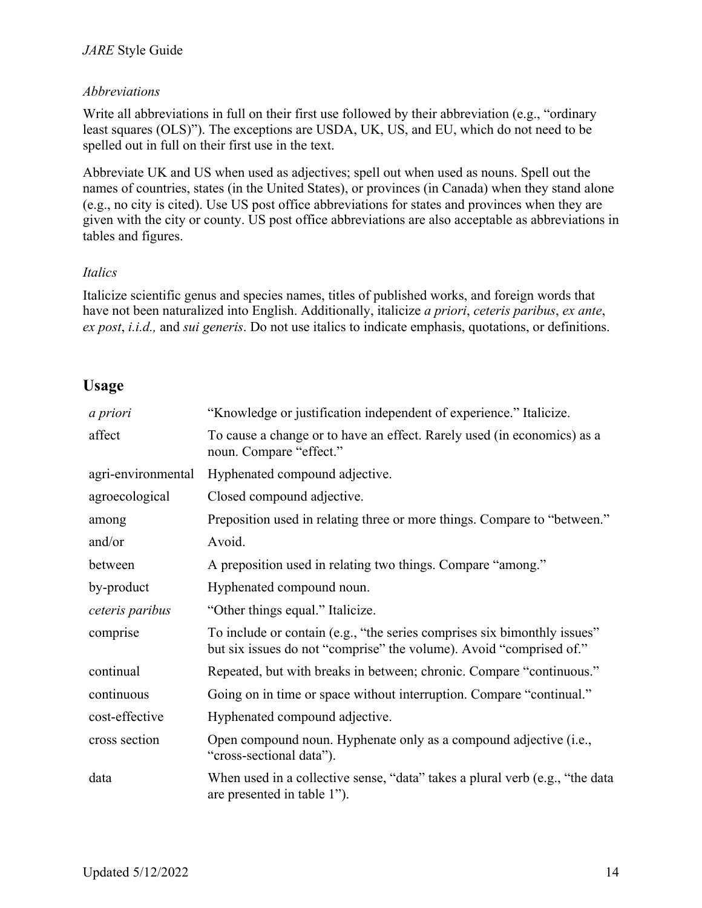*Abbreviations*

Write all abbreviations in full on their first use followed by their abbreviation (e.g., “ordinary least squares (OLS)”). The exceptions are USDA, UK, US, and EU, which do not need to be spelled out in full on their first use in the text.

Abbreviate UK and US when used as adjectives; spell out when used as nouns. Spell out the names of countries, states (in the United States), or provinces (in Canada) when they stand alone (e.g., no city is cited). Use US post office abbreviations for states and provinces when they are given with the city or county. US post office abbreviations are also acceptable as abbreviations in tables and figures.

*Italics*

Italicize scientific genus and species names, titles of published works, and foreign words that have not been naturalized into English. Additionally, italicize *a priori*, *ceteris paribus*, *ex ante*, *ex post*, *i.i.d.,* and *sui generis*. Do not use italics to indicate emphasis, quotations, or definitions.

## Usage

| | |
|---|---|
| *a priori* | “Knowledge or justification independent of experience.” Italicize. |
| affect | To cause a change or to have an effect. Rarely used (in economics) as a noun. Compare “effect.” |
| agri-environmental | Hyphenated compound adjective. |
| agroecological | Closed compound adjective. |
| among | Preposition used in relating three or more things. Compare to “between.” |
| and/or | Avoid. |
| between | A preposition used in relating two things. Compare “among.” |
| by-product | Hyphenated compound noun. |
| *ceteris paribus* | “Other things equal.” Italicize. |
| comprise | To include or contain (e.g., “the series comprises six bimonthly issues” but six issues do not “comprise” the volume). Avoid “comprised of.” |
| continual | Repeated, but with breaks in between; chronic. Compare “continuous.” |
| continuous | Going on in time or space without interruption. Compare “continual.” |
| cost-effective | Hyphenated compound adjective. |
| cross section | Open compound noun. Hyphenate only as a compound adjective (i.e., “cross-sectional data”). |
| data | When used in a collective sense, “data” takes a plural verb (e.g., “the data are presented in table 1”). |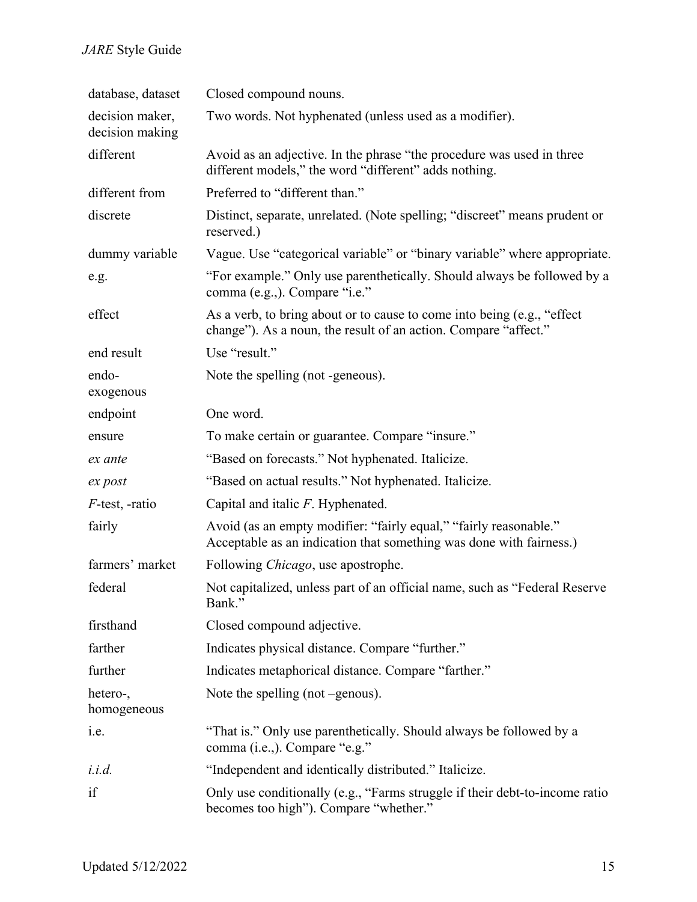| | |
|---|---|
| database, dataset | Closed compound nouns. |
| decision maker, decision making | Two words. Not hyphenated (unless used as a modifier). |
| different | Avoid as an adjective. In the phrase “the procedure was used in three different models,” the word “different” adds nothing. |
| different from | Preferred to “different than.” |
| discrete | Distinct, separate, unrelated. (Note spelling; “discreet” means prudent or reserved.) |
| dummy variable | Vague. Use “categorical variable” or “binary variable” where appropriate. |
| e.g. | “For example.” Only use parenthetically. Should always be followed by a comma (e.g.,). Compare “i.e.” |
| effect | As a verb, to bring about or to cause to come into being (e.g., “effect change”). As a noun, the result of an action. Compare “affect.” |
| end result | Use “result.” |
| endo- exogenous | Note the spelling (not -geneous). |
| endpoint | One word. |
| ensure | To make certain or guarantee. Compare “insure.” |
| *ex ante* | “Based on forecasts.” Not hyphenated. Italicize. |
| *ex post* | “Based on actual results.” Not hyphenated. Italicize. |
| *F*-test, -ratio | Capital and italic *F*. Hyphenated. |
| fairly | Avoid (as an empty modifier: “fairly equal,” “fairly reasonable.” Acceptable as an indication that something was done with fairness.) |
| farmers’ market | Following *Chicago*, use apostrophe. |
| federal | Not capitalized, unless part of an official name, such as “Federal Reserve Bank.” |
| firsthand | Closed compound adjective. |
| farther | Indicates physical distance. Compare “further.” |
| further | Indicates metaphorical distance. Compare “farther.” |
| hetero-, homogeneous | Note the spelling (not –genous). |
| i.e. | “That is.” Only use parenthetically. Should always be followed by a comma (i.e.,). Compare “e.g.” |
| *i.i.d.* | “Independent and identically distributed.” Italicize. |
| if | Only use conditionally (e.g., “Farms struggle if their debt-to-income ratio becomes too high”). Compare “whether.” |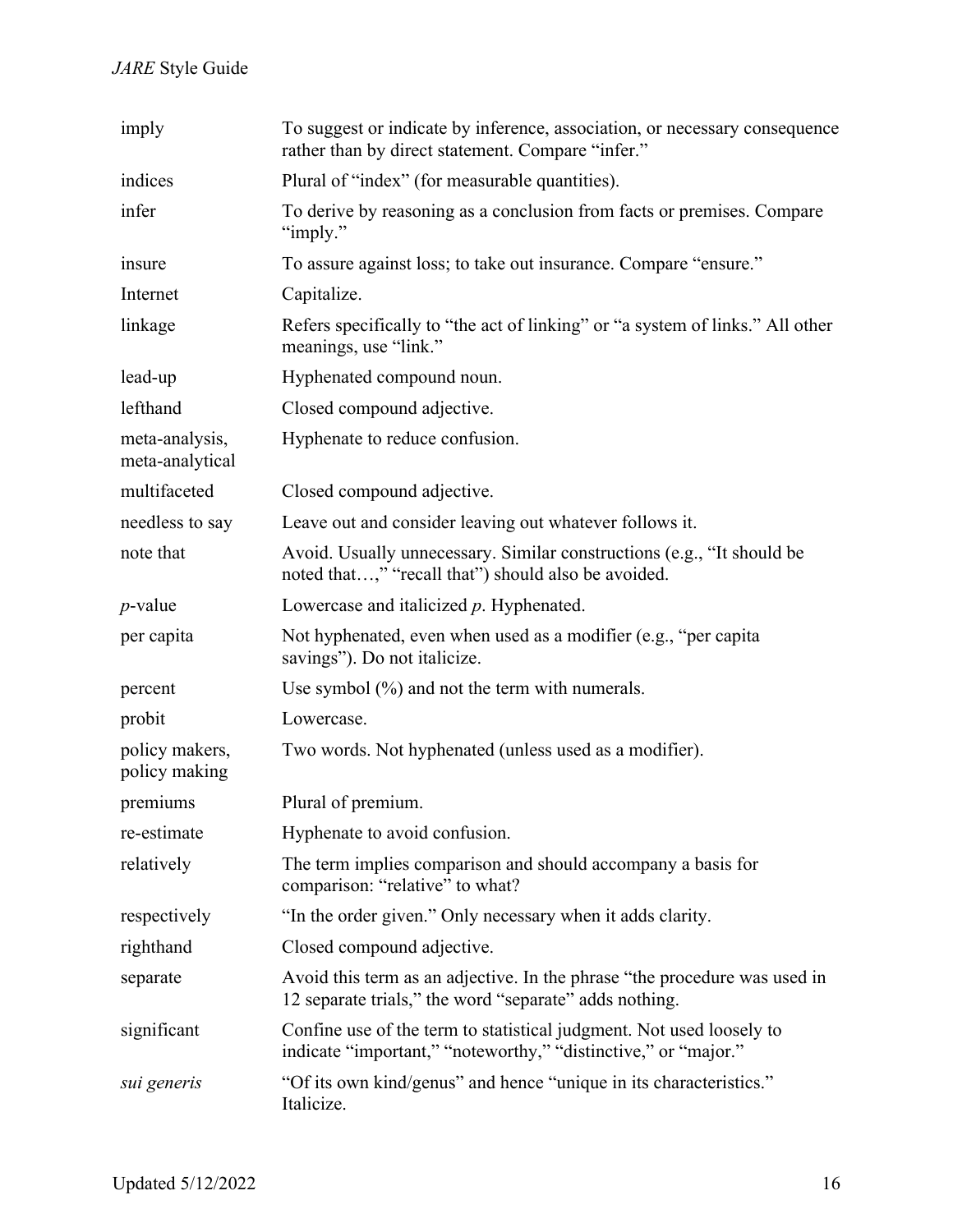| | |
|---|---|
| imply | To suggest or indicate by inference, association, or necessary consequence rather than by direct statement. Compare "infer." |
| indices | Plural of "index" (for measurable quantities). |
| infer | To derive by reasoning as a conclusion from facts or premises. Compare "imply." |
| insure | To assure against loss; to take out insurance. Compare "ensure." |
| Internet | Capitalize. |
| linkage | Refers specifically to "the act of linking" or "a system of links." All other meanings, use "link." |
| lead-up | Hyphenated compound noun. |
| lefthand | Closed compound adjective. |
| meta-analysis, meta-analytical | Hyphenate to reduce confusion. |
| multifaceted | Closed compound adjective. |
| needless to say | Leave out and consider leaving out whatever follows it. |
| note that | Avoid. Usually unnecessary. Similar constructions (e.g., "It should be noted that…," "recall that") should also be avoided. |
| *p*-value | Lowercase and italicized *p*. Hyphenated. |
| per capita | Not hyphenated, even when used as a modifier (e.g., "per capita savings"). Do not italicize. |
| percent | Use symbol (%) and not the term with numerals. |
| probit | Lowercase. |
| policy makers, policy making | Two words. Not hyphenated (unless used as a modifier). |
| premiums | Plural of premium. |
| re-estimate | Hyphenate to avoid confusion. |
| relatively | The term implies comparison and should accompany a basis for comparison: "relative" to what? |
| respectively | "In the order given." Only necessary when it adds clarity. |
| righthand | Closed compound adjective. |
| separate | Avoid this term as an adjective. In the phrase "the procedure was used in 12 separate trials," the word "separate" adds nothing. |
| significant | Confine use of the term to statistical judgment. Not used loosely to indicate "important," "noteworthy," "distinctive," or "major." |
| *sui generis* | "Of its own kind/genus" and hence "unique in its characteristics." Italicize. |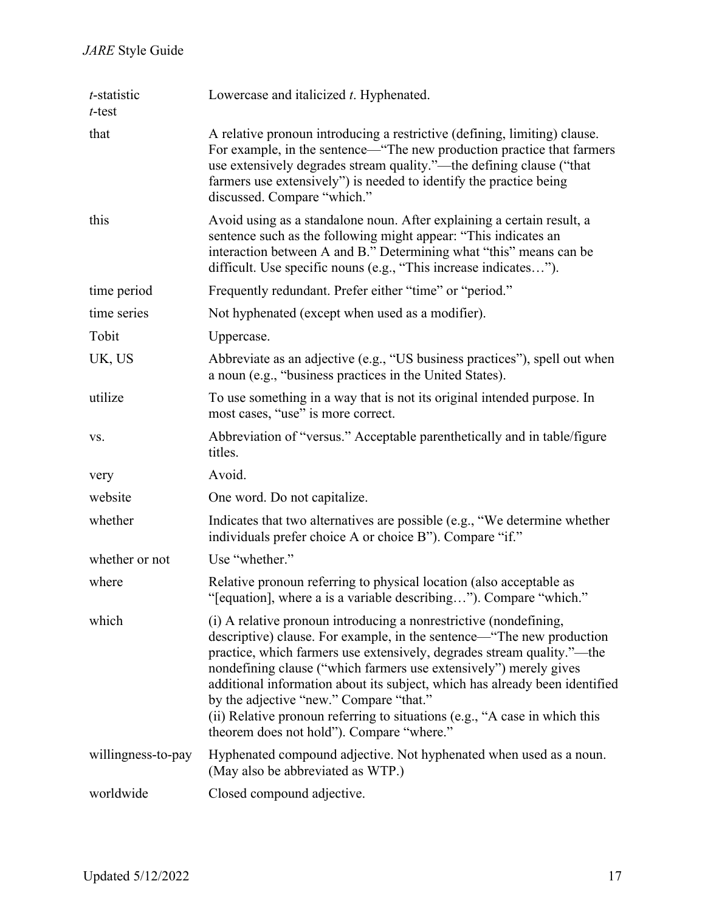| | |
|---|---|
| *t*-statistic<br>*t*-test | Lowercase and italicized *t*. Hyphenated. |
| that | A relative pronoun introducing a restrictive (defining, limiting) clause. For example, in the sentence—"The new production practice that farmers use extensively degrades stream quality."—the defining clause ("that farmers use extensively") is needed to identify the practice being discussed. Compare "which." |
| this | Avoid using as a standalone noun. After explaining a certain result, a sentence such as the following might appear: "This indicates an interaction between A and B." Determining what "this" means can be difficult. Use specific nouns (e.g., "This increase indicates…"). |
| time period | Frequently redundant. Prefer either "time" or "period." |
| time series | Not hyphenated (except when used as a modifier). |
| Tobit | Uppercase. |
| UK, US | Abbreviate as an adjective (e.g., "US business practices"), spell out when a noun (e.g., "business practices in the United States). |
| utilize | To use something in a way that is not its original intended purpose. In most cases, "use" is more correct. |
| vs. | Abbreviation of "versus." Acceptable parenthetically and in table/figure titles. |
| very | Avoid. |
| website | One word. Do not capitalize. |
| whether | Indicates that two alternatives are possible (e.g., "We determine whether individuals prefer choice A or choice B"). Compare "if." |
| whether or not | Use "whether." |
| where | Relative pronoun referring to physical location (also acceptable as "[equation], where a is a variable describing…"). Compare "which." |
| which | (i) A relative pronoun introducing a nonrestrictive (nondefining, descriptive) clause. For example, in the sentence—"The new production practice, which farmers use extensively, degrades stream quality."—the nondefining clause ("which farmers use extensively") merely gives additional information about its subject, which has already been identified by the adjective "new." Compare "that."<br>(ii) Relative pronoun referring to situations (e.g., "A case in which this theorem does not hold"). Compare "where." |
| willingness-to-pay | Hyphenated compound adjective. Not hyphenated when used as a noun. (May also be abbreviated as WTP.) |
| worldwide | Closed compound adjective. |